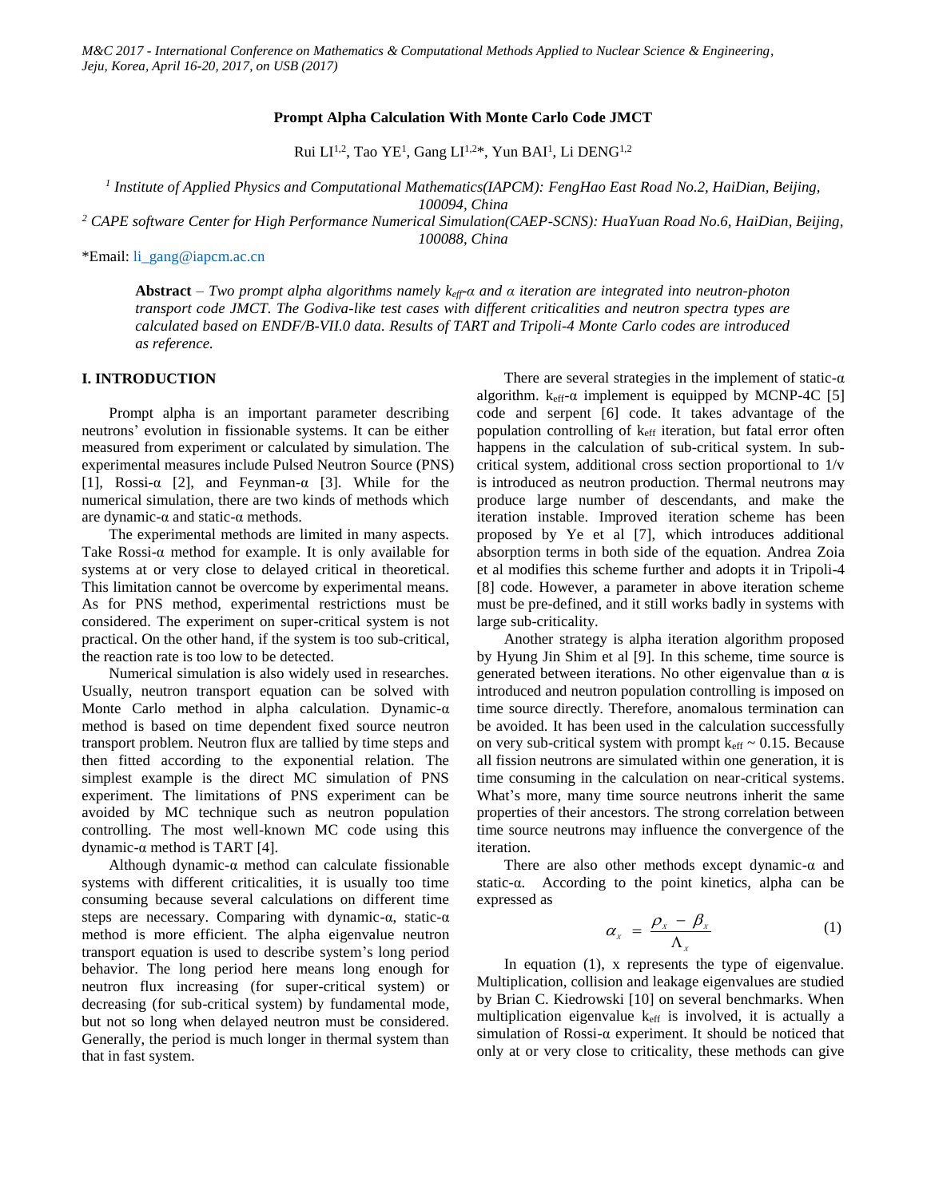# Prompt Alpha Calculation With Monte Carlo Code JMCT

Rui LI[1,2], Tao YE[1], Gang LI[1,2]*, Yun BAI[1], Li DENG[1,2]

[1] *Institute of Applied Physics and Computational Mathematics(IAPCM): FengHao East Road No.2, HaiDian, Beijing, 100094, China*

[2] *CAPE software Center for High Performance Numerical Simulation(CAEP-SCNS): HuaYuan Road No.6, HaiDian, Beijing, 100088, China*

*Email: li_gang@iapcm.ac.cn

**Abstract** – *Two prompt alpha algorithms namely $k_{eff}$-α and α iteration are integrated into neutron-photon transport code JMCT. The Godiva-like test cases with different criticalities and neutron spectra types are calculated based on ENDF/B-VII.0 data. Results of TART and Tripoli-4 Monte Carlo codes are introduced as reference.*

## I. INTRODUCTION

Prompt alpha is an important parameter describing neutrons' evolution in fissionable systems. It can be either measured from experiment or calculated by simulation. The experimental measures include Pulsed Neutron Source (PNS) [1], Rossi-α [2], and Feynman-α [3]. While for the numerical simulation, there are two kinds of methods which are dynamic-α and static-α methods.

The experimental methods are limited in many aspects. Take Rossi-α method for example. It is only available for systems at or very close to delayed critical in theoretical. This limitation cannot be overcome by experimental means. As for PNS method, experimental restrictions must be considered. The experiment on super-critical system is not practical. On the other hand, if the system is too sub-critical, the reaction rate is too low to be detected.

Numerical simulation is also widely used in researches. Usually, neutron transport equation can be solved with Monte Carlo method in alpha calculation. Dynamic-α method is based on time dependent fixed source neutron transport problem. Neutron flux are tallied by time steps and then fitted according to the exponential relation. The simplest example is the direct MC simulation of PNS experiment. The limitations of PNS experiment can be avoided by MC technique such as neutron population controlling. The most well-known MC code using this dynamic-α method is TART [4].

Although dynamic-α method can calculate fissionable systems with different criticalities, it is usually too time consuming because several calculations on different time steps are necessary. Comparing with dynamic-α, static-α method is more efficient. The alpha eigenvalue neutron transport equation is used to describe system's long period behavior. The long period here means long enough for neutron flux increasing (for super-critical system) or decreasing (for sub-critical system) by fundamental mode, but not so long when delayed neutron must be considered. Generally, the period is much longer in thermal system than that in fast system.

There are several strategies in the implement of static-α algorithm. $k_{eff}$-α implement is equipped by MCNP-4C [5] code and serpent [6] code. It takes advantage of the population controlling of $k_{eff}$ iteration, but fatal error often happens in the calculation of sub-critical system. In sub-critical system, additional cross section proportional to 1/v is introduced as neutron production. Thermal neutrons may produce large number of descendants, and make the iteration instable. Improved iteration scheme has been proposed by Ye et al [7], which introduces additional absorption terms in both side of the equation. Andrea Zoia et al modifies this scheme further and adopts it in Tripoli-4 [8] code. However, a parameter in above iteration scheme must be pre-defined, and it still works badly in systems with large sub-criticality.

Another strategy is alpha iteration algorithm proposed by Hyung Jin Shim et al [9]. In this scheme, time source is generated between iterations. No other eigenvalue than α is introduced and neutron population controlling is imposed on time source directly. Therefore, anomalous termination can be avoided. It has been used in the calculation successfully on very sub-critical system with prompt $k_{eff}$ ~ 0.15. Because all fission neutrons are simulated within one generation, it is time consuming in the calculation on near-critical systems. What's more, many time source neutrons inherit the same properties of their ancestors. The strong correlation between time source neutrons may influence the convergence of the iteration.

There are also other methods except dynamic-α and static-α. According to the point kinetics, alpha can be expressed as

$$\alpha_x = \frac{\rho_x - \beta_x}{\Lambda_x} \tag{1}$$

In equation (1), x represents the type of eigenvalue. Multiplication, collision and leakage eigenvalues are studied by Brian C. Kiedrowski [10] on several benchmarks. When multiplication eigenvalue $k_{eff}$ is involved, it is actually a simulation of Rossi-α experiment. It should be noticed that only at or very close to criticality, these methods can give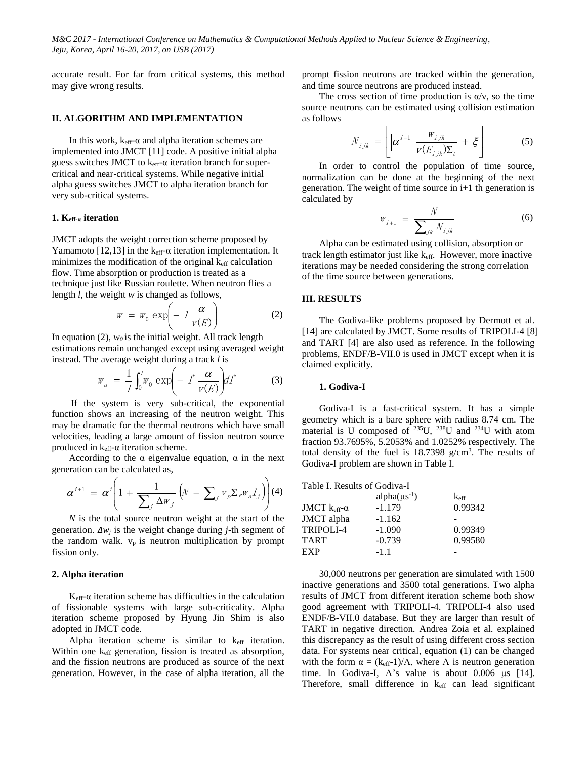accurate result. For far from critical systems, this method may give wrong results.

## II. ALGORITHM AND IMPLEMENTATION

In this work, $k_{eff}$-α and alpha iteration schemes are implemented into JMCT [11] code. A positive initial alpha guess switches JMCT to $k_{eff}$-α iteration branch for super-critical and near-critical systems. While negative initial alpha guess switches JMCT to alpha iteration branch for very sub-critical systems.

### 1. $K_{eff-\alpha}$ iteration

JMCT adopts the weight correction scheme proposed by Yamamoto [12,13] in the $k_{eff}$-α iteration implementation. It minimizes the modification of the original $k_{eff}$ calculation flow. Time absorption or production is treated as a technique just like Russian roulette. When neutron flies a length *l*, the weight *w* is changed as follows,

$$w = w_0 \exp\left( - l \frac{\alpha}{v(E)} \right) \tag{2}$$

In equation (2), $w_0$ is the initial weight. All track length estimations remain unchanged except using averaged weight instead. The average weight during a track *l* is

$$w_a = \frac{1}{l} \int_0^l w_0 \exp\left( - l' \frac{\alpha}{v(E)} \right) dl' \tag{3}$$

If the system is very sub-critical, the exponential function shows an increasing of the neutron weight. This may be dramatic for the thermal neutrons which have small velocities, leading a large amount of fission neutron source produced in $k_{eff}$-α iteration scheme.

According to the α eigenvalue equation, α in the next generation can be calculated as,

$$\alpha^{i+1} = \alpha^i \left( 1 + \frac{1}{\sum_j \Delta w_j} \left( N - \sum_j v_p \Sigma_f w_a l_j \right) \right) \tag{4}$$

*N* is the total source neutron weight at the start of the generation. $\Delta w_j$ is the weight change during *j*-th segment of the random walk. $v_p$ is neutron multiplication by prompt fission only.

### 2. Alpha iteration

$K_{eff}$-α iteration scheme has difficulties in the calculation of fissionable systems with large sub-criticality. Alpha iteration scheme proposed by Hyung Jin Shim is also adopted in JMCT code.

Alpha iteration scheme is similar to $k_{eff}$ iteration. Within one $k_{eff}$ generation, fission is treated as absorption, and the fission neutrons are produced as source of the next generation. However, in the case of alpha iteration, all the prompt fission neutrons are tracked within the generation, and time source neutrons are produced instead.

The cross section of time production is α/v, so the time source neutrons can be estimated using collision estimation as follows

$$N_{ijk} = \left\lfloor \left| \alpha^{i-1} \right| \frac{w_{ijk}}{v(E_{ijk}) \Sigma_t} + \xi \right\rfloor \tag{5}$$

In order to control the population of time source, normalization can be done at the beginning of the next generation. The weight of time source in i+1 th generation is calculated by

$$w_{i+1} = \frac{N}{\sum_{jk} N_{ijk}} \tag{6}$$

Alpha can be estimated using collision, absorption or track length estimator just like $k_{eff}$. However, more inactive iterations may be needed considering the strong correlation of the time source between generations.

## III. RESULTS

The Godiva-like problems proposed by Dermott et al. [14] are calculated by JMCT. Some results of TRIPOLI-4 [8] and TART [4] are also used as reference. In the following problems, ENDF/B-VII.0 is used in JMCT except when it is claimed explicitly.

### 1. Godiva-I

Godiva-I is a fast-critical system. It has a simple geometry which is a bare sphere with radius 8.74 cm. The material is U composed of $^{235}U$, $^{238}U$ and $^{234}U$ with atom fraction 93.7695%, 5.2053% and 1.0252% respectively. The total density of the fuel is 18.7398 g/cm$^3$. The results of Godiva-I problem are shown in Table I.

Table I. Results of Godiva-I

| | alpha($\mu s^{-1}$) | $k_{eff}$ |
|---|---|---|
| JMCT $k_{eff}$-α | -1.179 | 0.99342 |
| JMCT alpha | -1.162 | - |
| TRIPOLI-4 | -1.090 | 0.99349 |
| TART | -0.739 | 0.99580 |
| EXP | -1.1 | - |

30,000 neutrons per generation are simulated with 1500 inactive generations and 3500 total generations. Two alpha results of JMCT from different iteration scheme both show good agreement with TRIPOLI-4. TRIPOLI-4 also used ENDF/B-VII.0 database. But they are larger than result of TART in negative direction. Andrea Zoia et al. explained this discrepancy as the result of using different cross section data. For systems near critical, equation (1) can be changed with the form $\alpha = (k_{eff}-1)/\Lambda$, where Λ is neutron generation time. In Godiva-I, Λ's value is about 0.006 μs [14]. Therefore, small difference in $k_{eff}$ can lead significant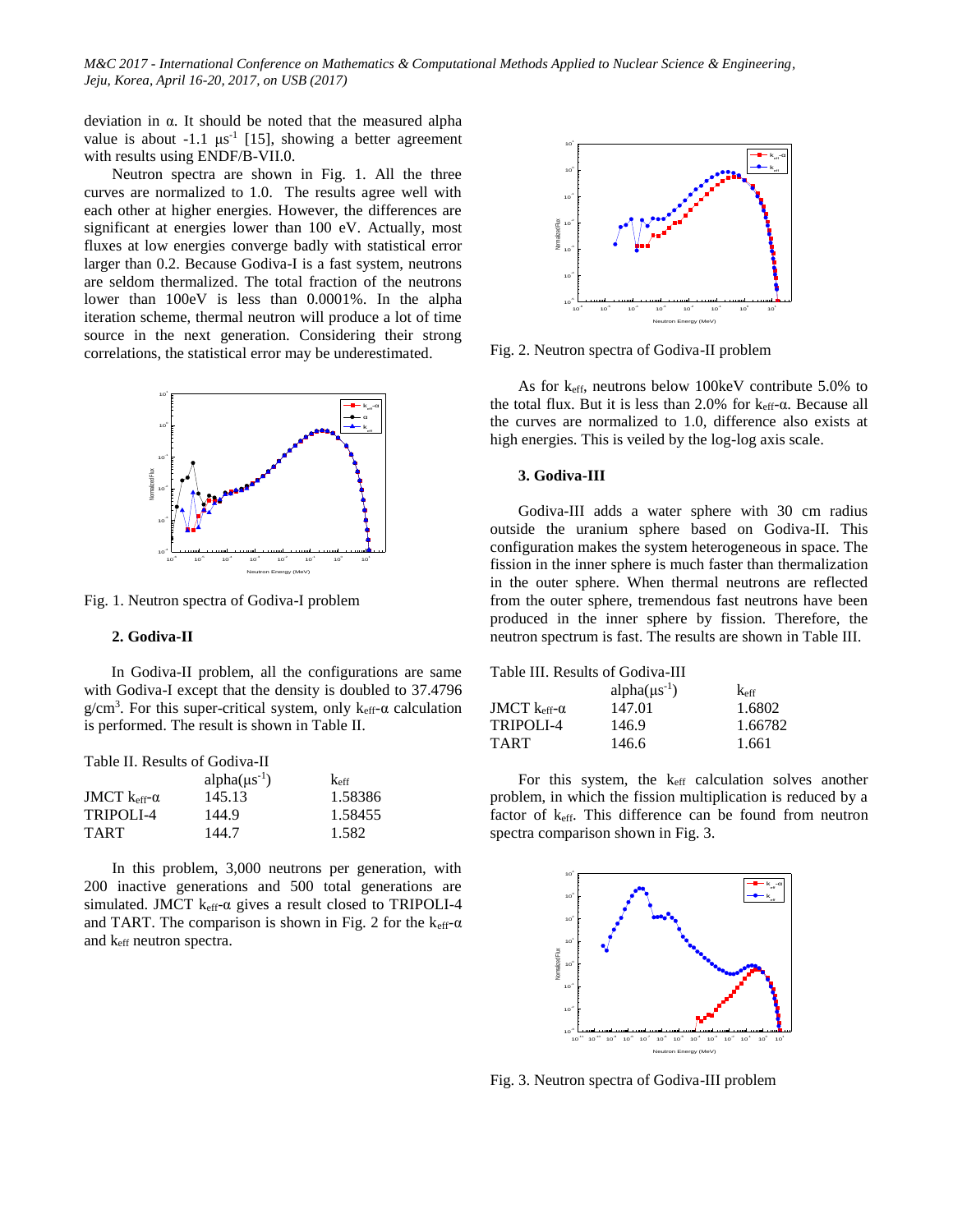deviation in α. It should be noted that the measured alpha value is about -1.1 $\mu s^{-1}$ [15], showing a better agreement with results using ENDF/B-VII.0.

Neutron spectra are shown in Fig. 1. All the three curves are normalized to 1.0. The results agree well with each other at higher energies. However, the differences are significant at energies lower than 100 eV. Actually, most fluxes at low energies converge badly with statistical error larger than 0.2. Because Godiva-I is a fast system, neutrons are seldom thermalized. The total fraction of the neutrons lower than 100eV is less than 0.0001%. In the alpha iteration scheme, thermal neutron will produce a lot of time source in the next generation. Considering their strong correlations, the statistical error may be underestimated.

Fig. 1. Neutron spectra of Godiva-I problem

### 2. Godiva-II

In Godiva-II problem, all the configurations are same with Godiva-I except that the density is doubled to 37.4796 $g/cm^3$. For this super-critical system, only $k_{eff}$-α calculation is performed. The result is shown in Table II.

Table II. Results of Godiva-II

| | alpha($\mu s^{-1}$) | $k_{eff}$ |
|---|---|---|
| JMCT $k_{eff}$-α | 145.13 | 1.58386 |
| TRIPOLI-4 | 144.9 | 1.58455 |
| TART | 144.7 | 1.582 |

In this problem, 3,000 neutrons per generation, with 200 inactive generations and 500 total generations are simulated. JMCT $k_{eff}$-α gives a result closed to TRIPOLI-4 and TART. The comparison is shown in Fig. 2 for the $k_{eff}$-α and $k_{eff}$ neutron spectra.

Fig. 2. Neutron spectra of Godiva-II problem

As for $k_{eff}$, neutrons below 100keV contribute 5.0% to the total flux. But it is less than 2.0% for $k_{eff}$-α. Because all the curves are normalized to 1.0, difference also exists at high energies. This is veiled by the log-log axis scale.

### 3. Godiva-III

Godiva-III adds a water sphere with 30 cm radius outside the uranium sphere based on Godiva-II. This configuration makes the system heterogeneous in space. The fission in the inner sphere is much faster than thermalization in the outer sphere. When thermal neutrons are reflected from the outer sphere, tremendous fast neutrons have been produced in the inner sphere by fission. Therefore, the neutron spectrum is fast. The results are shown in Table III.

Table III. Results of Godiva-III

| | alpha($\mu s^{-1}$) | $k_{eff}$ |
|---|---|---|
| JMCT $k_{eff}$-α | 147.01 | 1.6802 |
| TRIPOLI-4 | 146.9 | 1.66782 |
| TART | 146.6 | 1.661 |

For this system, the $k_{eff}$ calculation solves another problem, in which the fission multiplication is reduced by a factor of $k_{eff}$. This difference can be found from neutron spectra comparison shown in Fig. 3.

Fig. 3. Neutron spectra of Godiva-III problem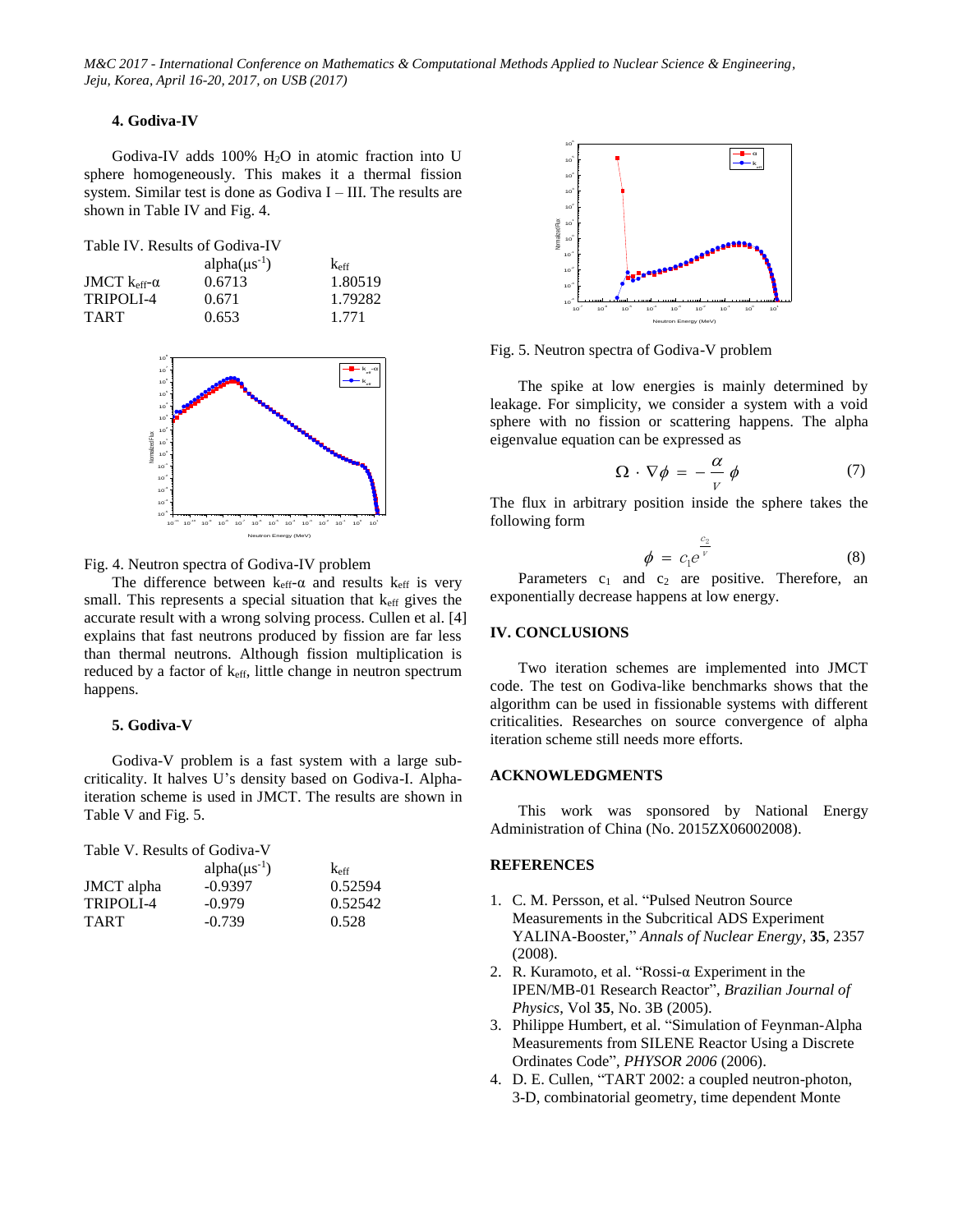### 4. Godiva-IV

Godiva-IV adds 100% $H_2O$ in atomic fraction into U sphere homogeneously. This makes it a thermal fission system. Similar test is done as Godiva I – III. The results are shown in Table IV and Fig. 4.

Table IV. Results of Godiva-IV

| | alpha($\mu s^{-1}$) | $k_{eff}$ |
|---|---|---|
| JMCT $k_{eff}$-$\alpha$ | 0.6713 | 1.80519 |
| TRIPOLI-4 | 0.671 | 1.79282 |
| TART | 0.653 | 1.771 |

Fig. 4. Neutron spectra of Godiva-IV problem

The difference between $k_{eff}$-$\alpha$ and results $k_{eff}$ is very small. This represents a special situation that $k_{eff}$ gives the accurate result with a wrong solving process. Cullen et al. [4] explains that fast neutrons produced by fission are far less than thermal neutrons. Although fission multiplication is reduced by a factor of $k_{eff}$, little change in neutron spectrum happens.

### 5. Godiva-V

Godiva-V problem is a fast system with a large sub-criticality. It halves U's density based on Godiva-I. Alpha-iteration scheme is used in JMCT. The results are shown in Table V and Fig. 5.

Table V. Results of Godiva-V

| | alpha($\mu s^{-1}$) | $k_{eff}$ |
|---|---|---|
| JMCT alpha | -0.9397 | 0.52594 |
| TRIPOLI-4 | -0.979 | 0.52542 |
| TART | -0.739 | 0.528 |

Fig. 5. Neutron spectra of Godiva-V problem

The spike at low energies is mainly determined by leakage. For simplicity, we consider a system with a void sphere with no fission or scattering happens. The alpha eigenvalue equation can be expressed as

$$\Omega \cdot \nabla \phi = -\frac{\alpha}{v}\phi \tag{7}$$

The flux in arbitrary position inside the sphere takes the following form

$$\phi = c_1 e^{\frac{c_2}{v}} \tag{8}$$

Parameters $c_1$ and $c_2$ are positive. Therefore, an exponentially decrease happens at low energy.

## IV. CONCLUSIONS

Two iteration schemes are implemented into JMCT code. The test on Godiva-like benchmarks shows that the algorithm can be used in fissionable systems with different criticalities. Researches on source convergence of alpha iteration scheme still needs more efforts.

## ACKNOWLEDGMENTS

This work was sponsored by National Energy Administration of China (No. 2015ZX06002008).

## REFERENCES

1. C. M. Persson, et al. "Pulsed Neutron Source Measurements in the Subcritical ADS Experiment YALINA-Booster," *Annals of Nuclear Energy*, **35**, 2357 (2008).
2. R. Kuramoto, et al. "Rossi-α Experiment in the IPEN/MB-01 Research Reactor", *Brazilian Journal of Physics*, Vol **35**, No. 3B (2005).
3. Philippe Humbert, et al. "Simulation of Feynman-Alpha Measurements from SILENE Reactor Using a Discrete Ordinates Code", *PHYSOR 2006* (2006).
4. D. E. Cullen, "TART 2002: a coupled neutron-photon, 3-D, combinatorial geometry, time dependent Monte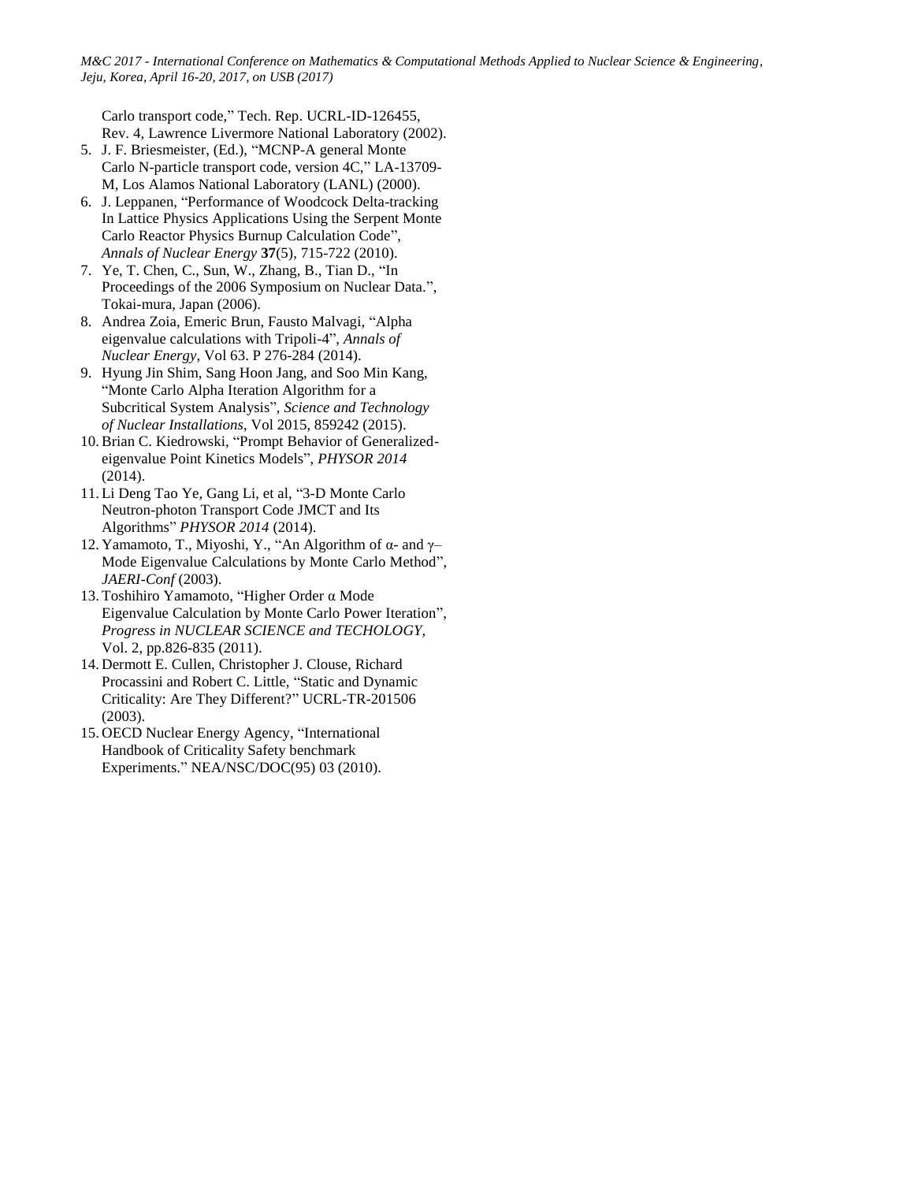Carlo transport code," Tech. Rep. UCRL-ID-126455, Rev. 4, Lawrence Livermore National Laboratory (2002).

5. J. F. Briesmeister, (Ed.), "MCNP-A general Monte Carlo N-particle transport code, version 4C," LA-13709-M, Los Alamos National Laboratory (LANL) (2000).
6. J. Leppanen, "Performance of Woodcock Delta-tracking In Lattice Physics Applications Using the Serpent Monte Carlo Reactor Physics Burnup Calculation Code", *Annals of Nuclear Energy* **37**(5), 715-722 (2010).
7. Ye, T. Chen, C., Sun, W., Zhang, B., Tian D., "In Proceedings of the 2006 Symposium on Nuclear Data.", Tokai-mura, Japan (2006).
8. Andrea Zoia, Emeric Brun, Fausto Malvagi, "Alpha eigenvalue calculations with Tripoli-4", *Annals of Nuclear Energy*, Vol 63. P 276-284 (2014).
9. Hyung Jin Shim, Sang Hoon Jang, and Soo Min Kang, "Monte Carlo Alpha Iteration Algorithm for a Subcritical System Analysis", *Science and Technology of Nuclear Installations*, Vol 2015, 859242 (2015).
10. Brian C. Kiedrowski, "Prompt Behavior of Generalized-eigenvalue Point Kinetics Models", *PHYSOR 2014* (2014).
11. Li Deng Tao Ye, Gang Li, et al, "3-D Monte Carlo Neutron-photon Transport Code JMCT and Its Algorithms" *PHYSOR 2014* (2014).
12. Yamamoto, T., Miyoshi, Y., "An Algorithm of α- and γ–Mode Eigenvalue Calculations by Monte Carlo Method", *JAERI-Conf* (2003).
13. Toshihiro Yamamoto, "Higher Order α Mode Eigenvalue Calculation by Monte Carlo Power Iteration", *Progress in NUCLEAR SCIENCE and TECHOLOGY*, Vol. 2, pp.826-835 (2011).
14. Dermott E. Cullen, Christopher J. Clouse, Richard Procassini and Robert C. Little, "Static and Dynamic Criticality: Are They Different?" UCRL-TR-201506 (2003).
15. OECD Nuclear Energy Agency, "International Handbook of Criticality Safety benchmark Experiments." NEA/NSC/DOC(95) 03 (2010).